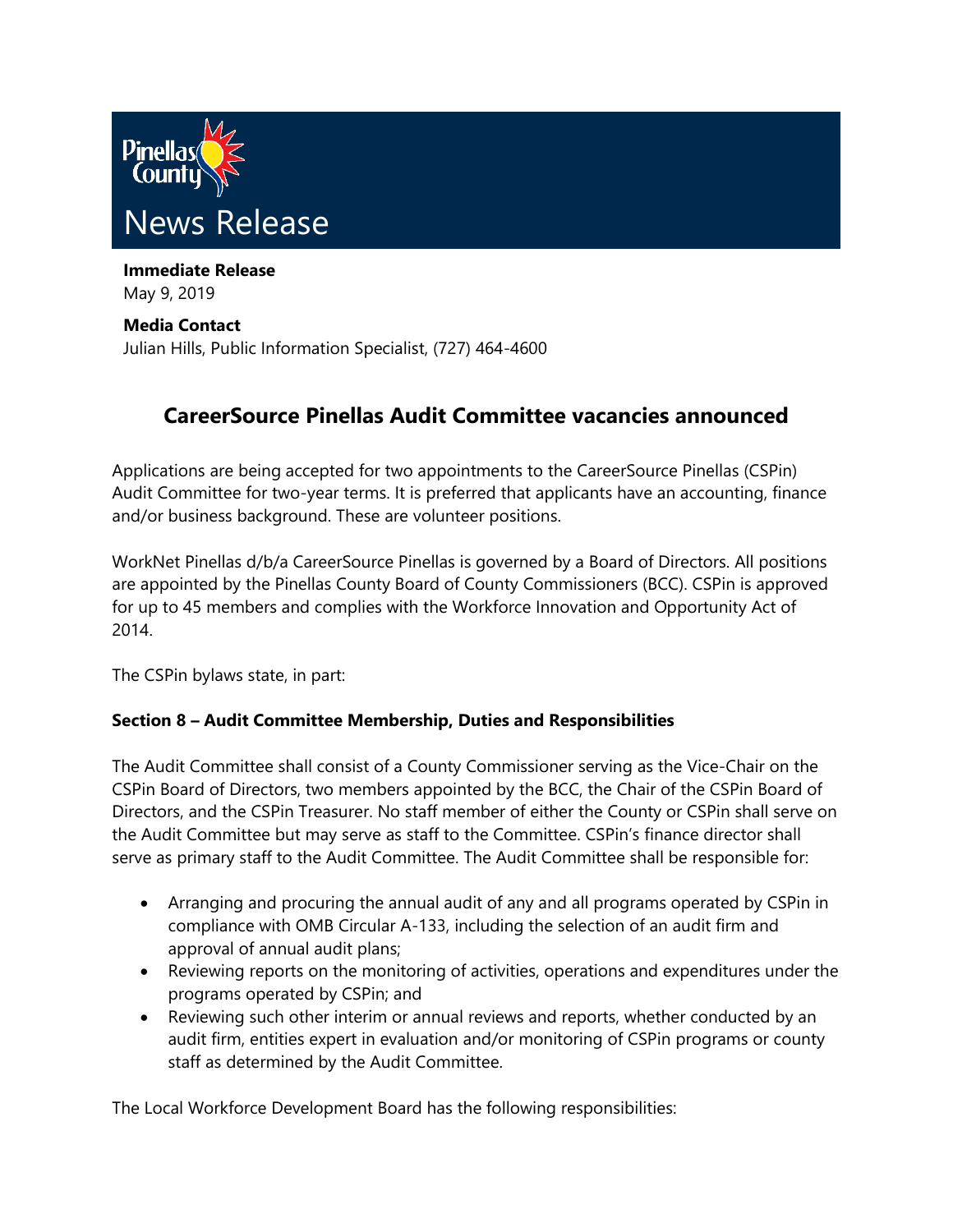Pinellas County

# News Release

**Immediate Release**
May 9, 2019

**Media Contact**
Julian Hills, Public Information Specialist, (727) 464-4600

## CareerSource Pinellas Audit Committee vacancies announced

Applications are being accepted for two appointments to the CareerSource Pinellas (CSPin) Audit Committee for two-year terms. It is preferred that applicants have an accounting, finance and/or business background. These are volunteer positions.

WorkNet Pinellas d/b/a CareerSource Pinellas is governed by a Board of Directors. All positions are appointed by the Pinellas County Board of County Commissioners (BCC). CSPin is approved for up to 45 members and complies with the Workforce Innovation and Opportunity Act of 2014.

The CSPin bylaws state, in part:

**Section 8 – Audit Committee Membership, Duties and Responsibilities**

The Audit Committee shall consist of a County Commissioner serving as the Vice-Chair on the CSPin Board of Directors, two members appointed by the BCC, the Chair of the CSPin Board of Directors, and the CSPin Treasurer. No staff member of either the County or CSPin shall serve on the Audit Committee but may serve as staff to the Committee. CSPin's finance director shall serve as primary staff to the Audit Committee. The Audit Committee shall be responsible for:

- Arranging and procuring the annual audit of any and all programs operated by CSPin in compliance with OMB Circular A-133, including the selection of an audit firm and approval of annual audit plans;
- Reviewing reports on the monitoring of activities, operations and expenditures under the programs operated by CSPin; and
- Reviewing such other interim or annual reviews and reports, whether conducted by an audit firm, entities expert in evaluation and/or monitoring of CSPin programs or county staff as determined by the Audit Committee.

The Local Workforce Development Board has the following responsibilities: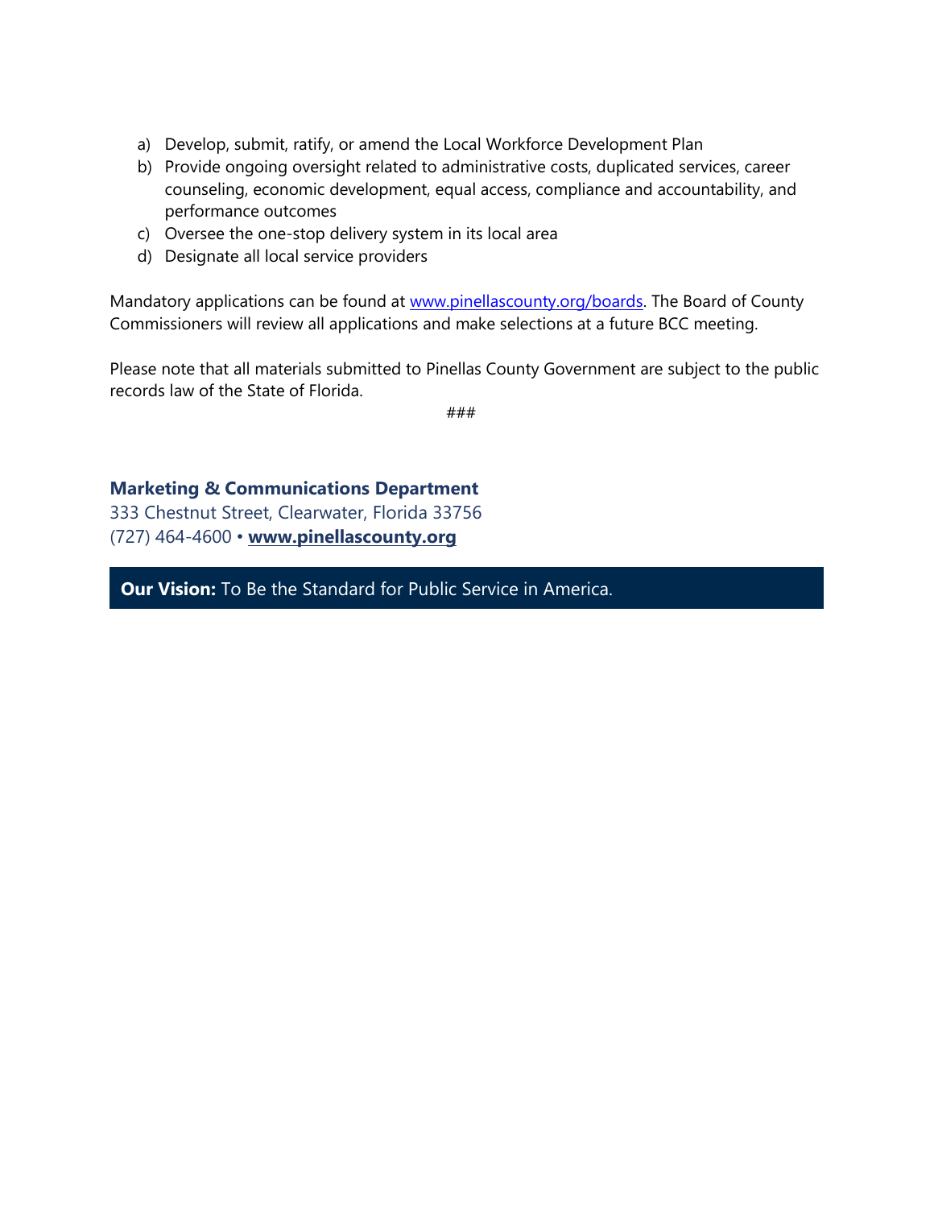a) Develop, submit, ratify, or amend the Local Workforce Development Plan
b) Provide ongoing oversight related to administrative costs, duplicated services, career counseling, economic development, equal access, compliance and accountability, and performance outcomes
c) Oversee the one-stop delivery system in its local area
d) Designate all local service providers

Mandatory applications can be found at [www.pinellascounty.org/boards](www.pinellascounty.org/boards). The Board of County Commissioners will review all applications and make selections at a future BCC meeting.

Please note that all materials submitted to Pinellas County Government are subject to the public records law of the State of Florida.

###

**Marketing & Communications Department**
333 Chestnut Street, Clearwater, Florida 33756
(727) 464-4600 • **[www.pinellascounty.org](www.pinellascounty.org)**

**Our Vision:** To Be the Standard for Public Service in America.